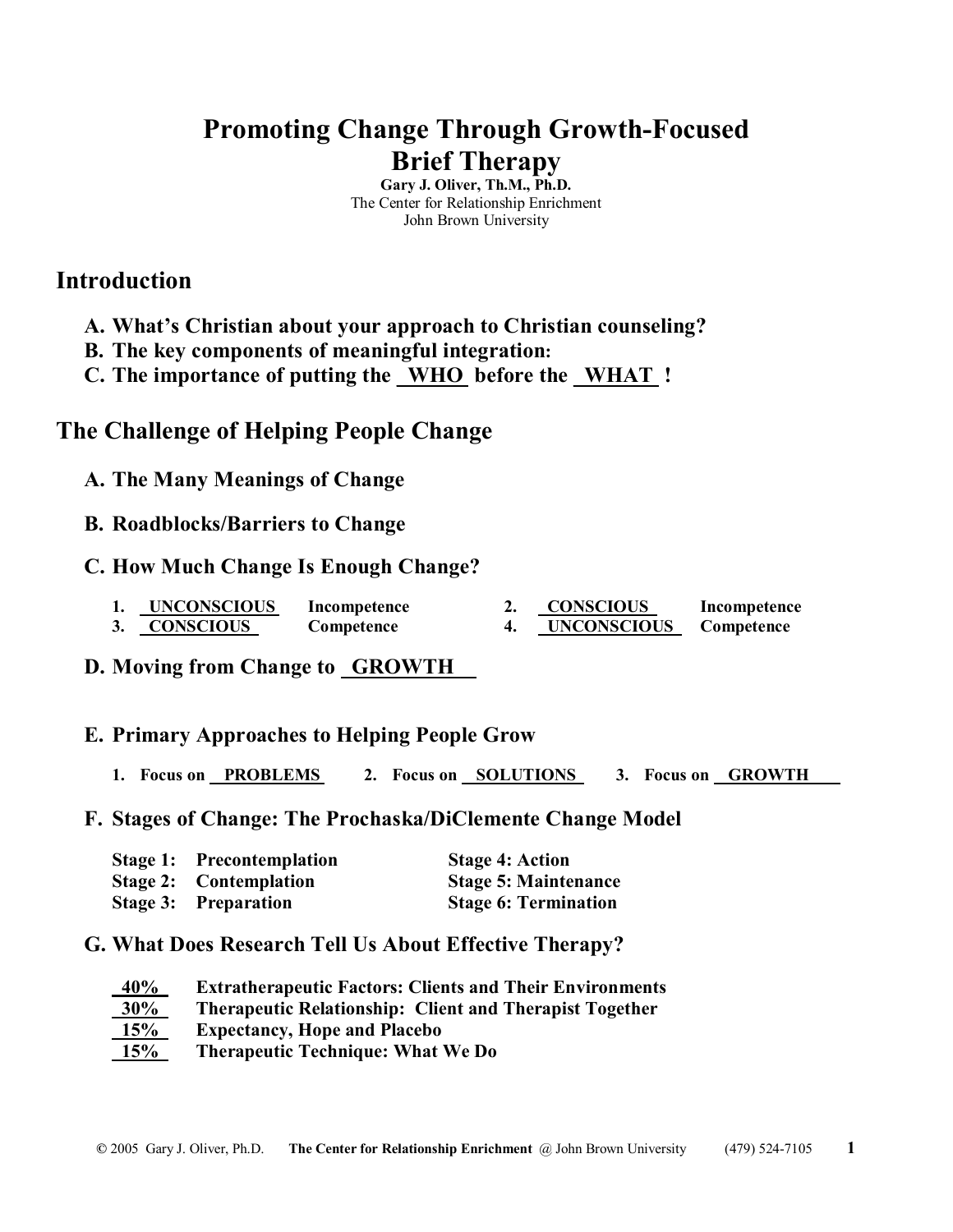# Promoting Change Through Growth-Focused Brief Therapy

**Gary J. Oliver, Th.M., Ph.D.**
The Center for Relationship Enrichment
John Brown University

## Introduction

**A. What's Christian about your approach to Christian counseling?**
**B. The key components of meaningful integration:**
**C. The importance of putting the WHO before the WHAT !**

## The Challenge of Helping People Change

### A. The Many Meanings of Change

### B. Roadblocks/Barriers to Change

### C. How Much Change Is Enough Change?

1. **UNCONSCIOUS Incompetence**
2. **CONSCIOUS Incompetence**
3. **CONSCIOUS Competence**
4. **UNCONSCIOUS Competence**

### D. Moving from Change to GROWTH

### E. Primary Approaches to Helping People Grow

1. **Focus on PROBLEMS**
2. **Focus on SOLUTIONS**
3. **Focus on GROWTH**

### F. Stages of Change: The Prochaska/DiClemente Change Model

**Stage 1: Precontemplation**
**Stage 2: Contemplation**
**Stage 3: Preparation**
**Stage 4: Action**
**Stage 5: Maintenance**
**Stage 6: Termination**

### G. What Does Research Tell Us About Effective Therapy?

**40%** **Extratherapeutic Factors: Clients and Their Environments**
**30%** **Therapeutic Relationship: Client and Therapist Together**
**15%** **Expectancy, Hope and Placebo**
**15%** **Therapeutic Technique: What We Do**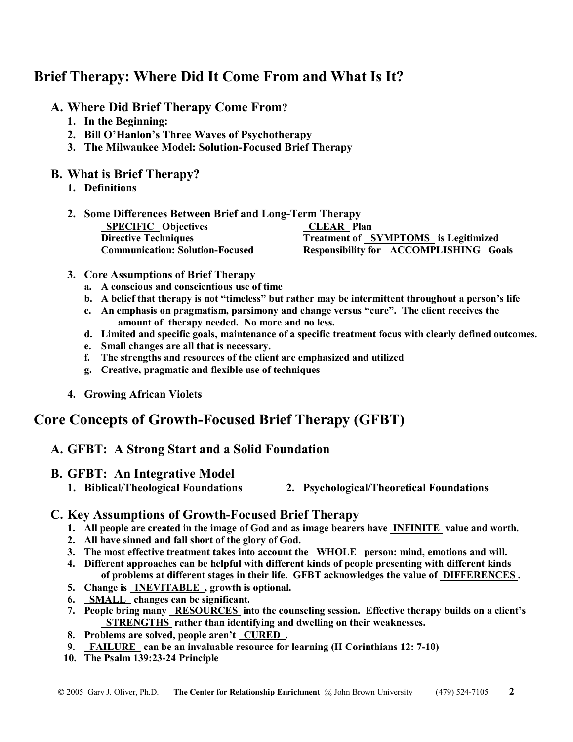## Brief Therapy: Where Did It Come From and What Is It?

### A. Where Did Brief Therapy Come From?

1. **In the Beginning:**
2. **Bill O'Hanlon's Three Waves of Psychotherapy**
3. **The Milwaukee Model: Solution-Focused Brief Therapy**

### B. What is Brief Therapy?

1. **Definitions**

2. **Some Differences Between Brief and Long-Term Therapy**

   **SPECIFIC Objectives**
   **CLEAR Plan**
   **Directive Techniques**
   **Treatment of SYMPTOMS is Legitimized**
   **Communication: Solution-Focused**
   **Responsibility for ACCOMPLISHING Goals**

3. **Core Assumptions of Brief Therapy**
   a. **A conscious and conscientious use of time**
   b. **A belief that therapy is not "timeless" but rather may be intermittent throughout a person's life**
   c. **An emphasis on pragmatism, parsimony and change versus "cure". The client receives the amount of therapy needed. No more and no less.**
   d. **Limited and specific goals, maintenance of a specific treatment focus with clearly defined outcomes.**
   e. **Small changes are all that is necessary.**
   f. **The strengths and resources of the client are emphasized and utilized**
   g. **Creative, pragmatic and flexible use of techniques**

4. **Growing African Violets**

## Core Concepts of Growth-Focused Brief Therapy (GFBT)

### A. GFBT: A Strong Start and a Solid Foundation

### B. GFBT: An Integrative Model

1. **Biblical/Theological Foundations**
2. **Psychological/Theoretical Foundations**

### C. Key Assumptions of Growth-Focused Brief Therapy

1. **All people are created in the image of God and as image bearers have INFINITE value and worth.**
2. **All have sinned and fall short of the glory of God.**
3. **The most effective treatment takes into account the WHOLE person: mind, emotions and will.**
4. **Different approaches can be helpful with different kinds of people presenting with different kinds of problems at different stages in their life. GFBT acknowledges the value of DIFFERENCES.**
5. **Change is INEVITABLE, growth is optional.**
6. **SMALL changes can be significant.**
7. **People bring many RESOURCES into the counseling session. Effective therapy builds on a client's STRENGTHS rather than identifying and dwelling on their weaknesses.**
8. **Problems are solved, people aren't CURED.**
9. **FAILURE can be an invaluable resource for learning (II Corinthians 12: 7-10)**
10. **The Psalm 139:23-24 Principle**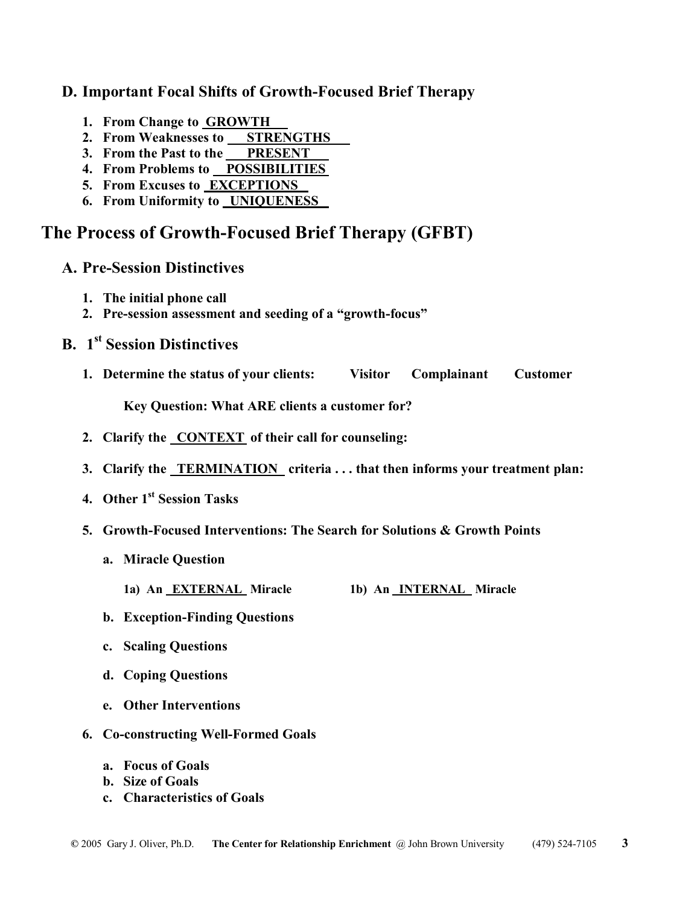### D. Important Focal Shifts of Growth-Focused Brief Therapy

1. **From Change to GROWTH**
2. **From Weaknesses to STRENGTHS**
3. **From the Past to the PRESENT**
4. **From Problems to POSSIBILITIES**
5. **From Excuses to EXCEPTIONS**
6. **From Uniformity to UNIQUENESS**

## The Process of Growth-Focused Brief Therapy (GFBT)

### A. Pre-Session Distinctives

1. **The initial phone call**
2. **Pre-session assessment and seeding of a "growth-focus"**

### B. 1st Session Distinctives

1. **Determine the status of your clients: Visitor Complainant Customer**

   **Key Question: What ARE clients a customer for?**

2. **Clarify the CONTEXT of their call for counseling:**

3. **Clarify the TERMINATION criteria . . . that then informs your treatment plan:**

4. **Other 1st Session Tasks**

5. **Growth-Focused Interventions: The Search for Solutions & Growth Points**

   a. **Miracle Question**

      **1a) An EXTERNAL Miracle** **1b) An INTERNAL Miracle**

   b. **Exception-Finding Questions**

   c. **Scaling Questions**

   d. **Coping Questions**

   e. **Other Interventions**

6. **Co-constructing Well-Formed Goals**

   a. **Focus of Goals**
   b. **Size of Goals**
   c. **Characteristics of Goals**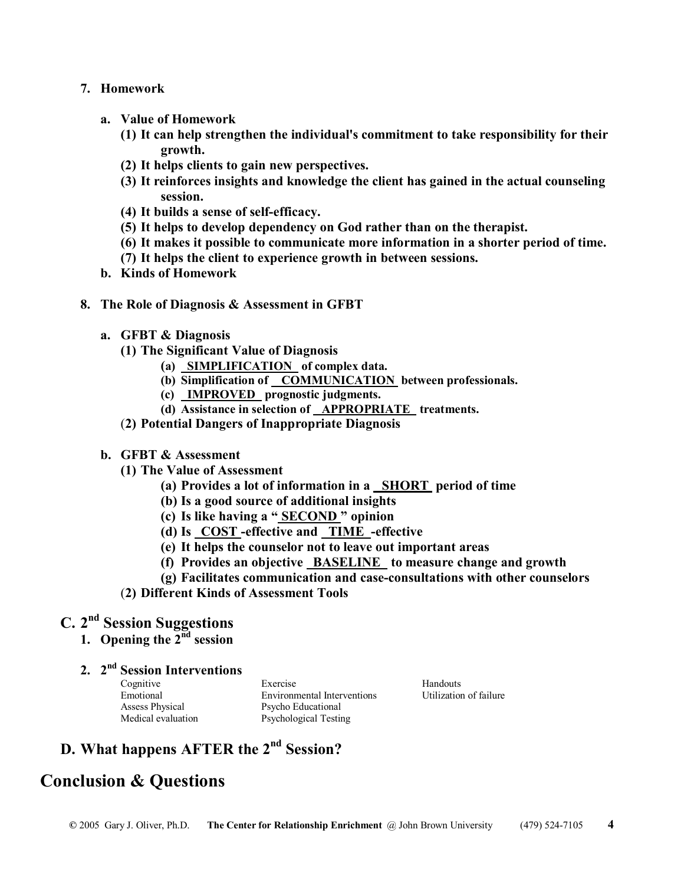7. **Homework**

   a. **Value of Homework**

      **(1) It can help strengthen the individual's commitment to take responsibility for their growth.**

      **(2) It helps clients to gain new perspectives.**

      **(3) It reinforces insights and knowledge the client has gained in the actual counseling session.**

      **(4) It builds a sense of self-efficacy.**

      **(5) It helps to develop dependency on God rather than on the therapist.**

      **(6) It makes it possible to communicate more information in a shorter period of time.**

      **(7) It helps the client to experience growth in between sessions.**

   b. **Kinds of Homework**

8. **The Role of Diagnosis & Assessment in GFBT**

   a. **GFBT & Diagnosis**

      **(1) The Significant Value of Diagnosis**

      **(a) __SIMPLIFICATION__ of complex data.**

      **(b) Simplification of __COMMUNICATION__ between professionals.**

      **(c) __IMPROVED__ prognostic judgments.**

      **(d) Assistance in selection of __APPROPRIATE__ treatments.**

      **(2) Potential Dangers of Inappropriate Diagnosis**

   b. **GFBT & Assessment**

      **(1) The Value of Assessment**

      **(a) Provides a lot of information in a __SHORT__ period of time**

      **(b) Is a good source of additional insights**

      **(c) Is like having a "__SECOND__" opinion**

      **(d) Is __COST__-effective and __TIME__-effective**

      **(e) It helps the counselor not to leave out important areas**

      **(f) Provides an objective __BASELINE__ to measure change and growth**

      **(g) Facilitates communication and case-consultations with other counselors**

      **(2) Different Kinds of Assessment Tools**

## C. 2nd Session Suggestions

1. **Opening the 2nd session**

2. **2nd Session Interventions**

| | | |
|---|---|---|
| Cognitive | Exercise | Handouts |
| Emotional | Environmental Interventions | Utilization of failure |
| Assess Physical | Psycho Educational | |
| Medical evaluation | Psychological Testing | |

## D. What happens AFTER the 2nd Session?

# Conclusion & Questions

© 2005 Gary J. Oliver, Ph.D. **The Center for Relationship Enrichment** @ John Brown University (479) 524-7105